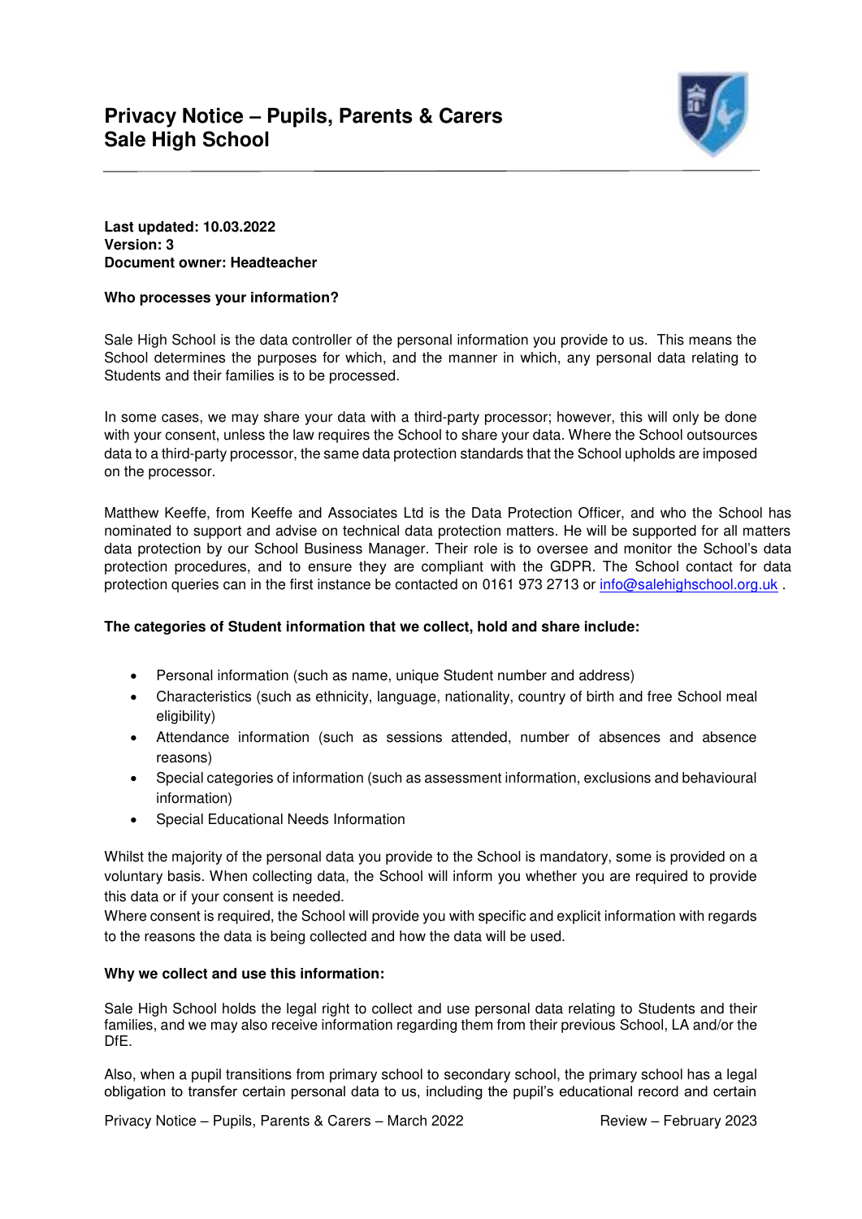# Privacy Notice – Pupils, Parents & Carers
# Sale High School

**Last updated: 10.03.2022**
**Version: 3**
**Document owner: Headteacher**

**Who processes your information?**

Sale High School is the data controller of the personal information you provide to us. This means the School determines the purposes for which, and the manner in which, any personal data relating to Students and their families is to be processed.

In some cases, we may share your data with a third-party processor; however, this will only be done with your consent, unless the law requires the School to share your data. Where the School outsources data to a third-party processor, the same data protection standards that the School upholds are imposed on the processor.

Matthew Keeffe, from Keeffe and Associates Ltd is the Data Protection Officer, and who the School has nominated to support and advise on technical data protection matters. He will be supported for all matters data protection by our School Business Manager. Their role is to oversee and monitor the School's data protection procedures, and to ensure they are compliant with the GDPR. The School contact for data protection queries can in the first instance be contacted on 0161 973 2713 or info@salehighschool.org.uk .

**The categories of Student information that we collect, hold and share include:**

- Personal information (such as name, unique Student number and address)
- Characteristics (such as ethnicity, language, nationality, country of birth and free School meal eligibility)
- Attendance information (such as sessions attended, number of absences and absence reasons)
- Special categories of information (such as assessment information, exclusions and behavioural information)
- Special Educational Needs Information

Whilst the majority of the personal data you provide to the School is mandatory, some is provided on a voluntary basis. When collecting data, the School will inform you whether you are required to provide this data or if your consent is needed.
Where consent is required, the School will provide you with specific and explicit information with regards to the reasons the data is being collected and how the data will be used.

**Why we collect and use this information:**

Sale High School holds the legal right to collect and use personal data relating to Students and their families, and we may also receive information regarding them from their previous School, LA and/or the DfE.

Also, when a pupil transitions from primary school to secondary school, the primary school has a legal obligation to transfer certain personal data to us, including the pupil's educational record and certain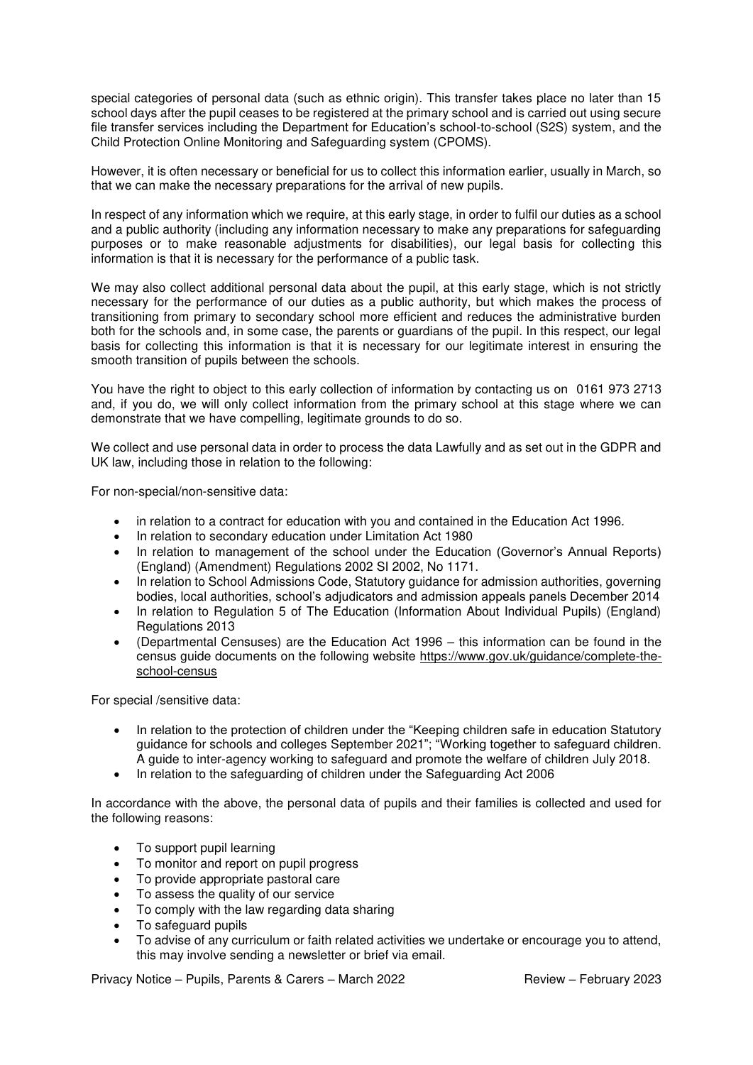special categories of personal data (such as ethnic origin). This transfer takes place no later than 15 school days after the pupil ceases to be registered at the primary school and is carried out using secure file transfer services including the Department for Education's school-to-school (S2S) system, and the Child Protection Online Monitoring and Safeguarding system (CPOMS).

However, it is often necessary or beneficial for us to collect this information earlier, usually in March, so that we can make the necessary preparations for the arrival of new pupils.

In respect of any information which we require, at this early stage, in order to fulfil our duties as a school and a public authority (including any information necessary to make any preparations for safeguarding purposes or to make reasonable adjustments for disabilities), our legal basis for collecting this information is that it is necessary for the performance of a public task.

We may also collect additional personal data about the pupil, at this early stage, which is not strictly necessary for the performance of our duties as a public authority, but which makes the process of transitioning from primary to secondary school more efficient and reduces the administrative burden both for the schools and, in some case, the parents or guardians of the pupil. In this respect, our legal basis for collecting this information is that it is necessary for our legitimate interest in ensuring the smooth transition of pupils between the schools.

You have the right to object to this early collection of information by contacting us on 0161 973 2713 and, if you do, we will only collect information from the primary school at this stage where we can demonstrate that we have compelling, legitimate grounds to do so.

We collect and use personal data in order to process the data Lawfully and as set out in the GDPR and UK law, including those in relation to the following:

For non-special/non-sensitive data:

- in relation to a contract for education with you and contained in the Education Act 1996.
- In relation to secondary education under Limitation Act 1980
- In relation to management of the school under the Education (Governor's Annual Reports) (England) (Amendment) Regulations 2002 SI 2002, No 1171.
- In relation to School Admissions Code, Statutory guidance for admission authorities, governing bodies, local authorities, school's adjudicators and admission appeals panels December 2014
- In relation to Regulation 5 of The Education (Information About Individual Pupils) (England) Regulations 2013
- (Departmental Censuses) are the Education Act 1996 – this information can be found in the census guide documents on the following website https://www.gov.uk/guidance/complete-the-school-census

For special /sensitive data:

- In relation to the protection of children under the "Keeping children safe in education Statutory guidance for schools and colleges September 2021"; "Working together to safeguard children. A guide to inter-agency working to safeguard and promote the welfare of children July 2018.
- In relation to the safeguarding of children under the Safeguarding Act 2006

In accordance with the above, the personal data of pupils and their families is collected and used for the following reasons:

- To support pupil learning
- To monitor and report on pupil progress
- To provide appropriate pastoral care
- To assess the quality of our service
- To comply with the law regarding data sharing
- To safeguard pupils
- To advise of any curriculum or faith related activities we undertake or encourage you to attend, this may involve sending a newsletter or brief via email.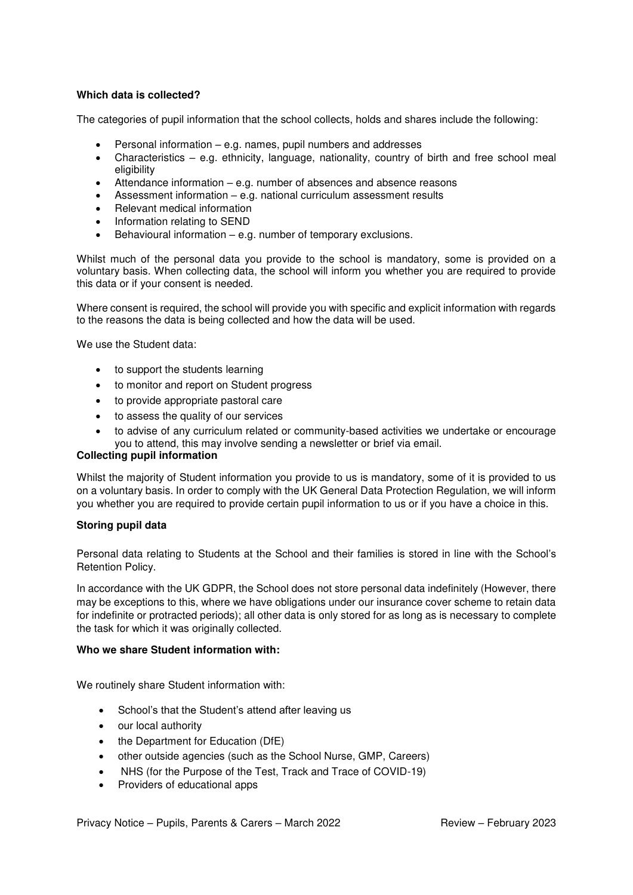**Which data is collected?**

The categories of pupil information that the school collects, holds and shares include the following:

- Personal information – e.g. names, pupil numbers and addresses
- Characteristics – e.g. ethnicity, language, nationality, country of birth and free school meal eligibility
- Attendance information – e.g. number of absences and absence reasons
- Assessment information – e.g. national curriculum assessment results
- Relevant medical information
- Information relating to SEND
- Behavioural information – e.g. number of temporary exclusions.

Whilst much of the personal data you provide to the school is mandatory, some is provided on a voluntary basis. When collecting data, the school will inform you whether you are required to provide this data or if your consent is needed.

Where consent is required, the school will provide you with specific and explicit information with regards to the reasons the data is being collected and how the data will be used.

We use the Student data:

- to support the students learning
- to monitor and report on Student progress
- to provide appropriate pastoral care
- to assess the quality of our services
- to advise of any curriculum related or community-based activities we undertake or encourage you to attend, this may involve sending a newsletter or brief via email.

**Collecting pupil information**

Whilst the majority of Student information you provide to us is mandatory, some of it is provided to us on a voluntary basis. In order to comply with the UK General Data Protection Regulation, we will inform you whether you are required to provide certain pupil information to us or if you have a choice in this.

**Storing pupil data**

Personal data relating to Students at the School and their families is stored in line with the School's Retention Policy.

In accordance with the UK GDPR, the School does not store personal data indefinitely (However, there may be exceptions to this, where we have obligations under our insurance cover scheme to retain data for indefinite or protracted periods); all other data is only stored for as long as is necessary to complete the task for which it was originally collected.

**Who we share Student information with:**

We routinely share Student information with:

- School's that the Student's attend after leaving us
- our local authority
- the Department for Education (DfE)
- other outside agencies (such as the School Nurse, GMP, Careers)
- NHS (for the Purpose of the Test, Track and Trace of COVID-19)
- Providers of educational apps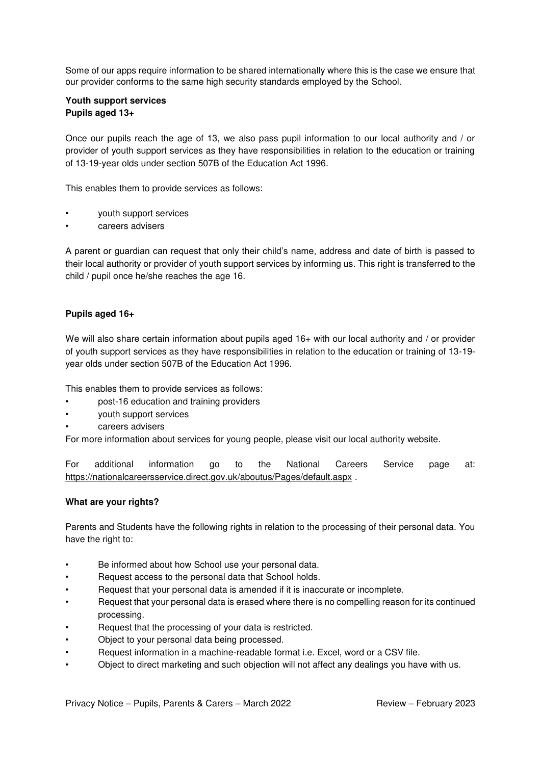Some of our apps require information to be shared internationally where this is the case we ensure that our provider conforms to the same high security standards employed by the School.

**Youth support services**
**Pupils aged 13+**

Once our pupils reach the age of 13, we also pass pupil information to our local authority and / or provider of youth support services as they have responsibilities in relation to the education or training of 13-19-year olds under section 507B of the Education Act 1996.

This enables them to provide services as follows:

- youth support services
- careers advisers

A parent or guardian can request that only their child's name, address and date of birth is passed to their local authority or provider of youth support services by informing us. This right is transferred to the child / pupil once he/she reaches the age 16.

**Pupils aged 16+**

We will also share certain information about pupils aged 16+ with our local authority and / or provider of youth support services as they have responsibilities in relation to the education or training of 13-19-year olds under section 507B of the Education Act 1996.

This enables them to provide services as follows:

- post-16 education and training providers
- youth support services
- careers advisers

For more information about services for young people, please visit our local authority website.

For additional information go to the National Careers Service page at: https://nationalcareersservice.direct.gov.uk/aboutus/Pages/default.aspx .

**What are your rights?**

Parents and Students have the following rights in relation to the processing of their personal data. You have the right to:

- Be informed about how School use your personal data.
- Request access to the personal data that School holds.
- Request that your personal data is amended if it is inaccurate or incomplete.
- Request that your personal data is erased where there is no compelling reason for its continued processing.
- Request that the processing of your data is restricted.
- Object to your personal data being processed.
- Request information in a machine-readable format i.e. Excel, word or a CSV file.
- Object to direct marketing and such objection will not affect any dealings you have with us.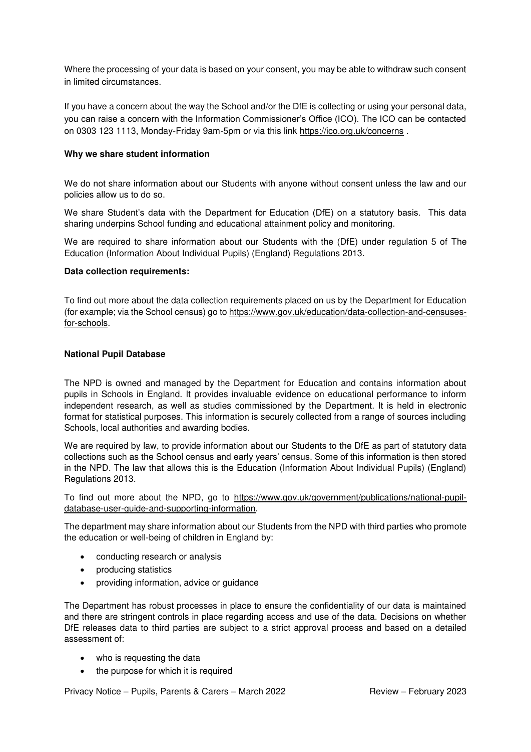Where the processing of your data is based on your consent, you may be able to withdraw such consent in limited circumstances.

If you have a concern about the way the School and/or the DfE is collecting or using your personal data, you can raise a concern with the Information Commissioner's Office (ICO). The ICO can be contacted on 0303 123 1113, Monday-Friday 9am-5pm or via this link https://ico.org.uk/concerns .

**Why we share student information**

We do not share information about our Students with anyone without consent unless the law and our policies allow us to do so.

We share Student's data with the Department for Education (DfE) on a statutory basis. This data sharing underpins School funding and educational attainment policy and monitoring.

We are required to share information about our Students with the (DfE) under regulation 5 of The Education (Information About Individual Pupils) (England) Regulations 2013.

**Data collection requirements:**

To find out more about the data collection requirements placed on us by the Department for Education (for example; via the School census) go to https://www.gov.uk/education/data-collection-and-censuses-for-schools.

**National Pupil Database**

The NPD is owned and managed by the Department for Education and contains information about pupils in Schools in England. It provides invaluable evidence on educational performance to inform independent research, as well as studies commissioned by the Department. It is held in electronic format for statistical purposes. This information is securely collected from a range of sources including Schools, local authorities and awarding bodies.

We are required by law, to provide information about our Students to the DfE as part of statutory data collections such as the School census and early years' census. Some of this information is then stored in the NPD. The law that allows this is the Education (Information About Individual Pupils) (England) Regulations 2013.

To find out more about the NPD, go to https://www.gov.uk/government/publications/national-pupil-database-user-guide-and-supporting-information.

The department may share information about our Students from the NPD with third parties who promote the education or well-being of children in England by:

- conducting research or analysis
- producing statistics
- providing information, advice or guidance

The Department has robust processes in place to ensure the confidentiality of our data is maintained and there are stringent controls in place regarding access and use of the data. Decisions on whether DfE releases data to third parties are subject to a strict approval process and based on a detailed assessment of:

- who is requesting the data
- the purpose for which it is required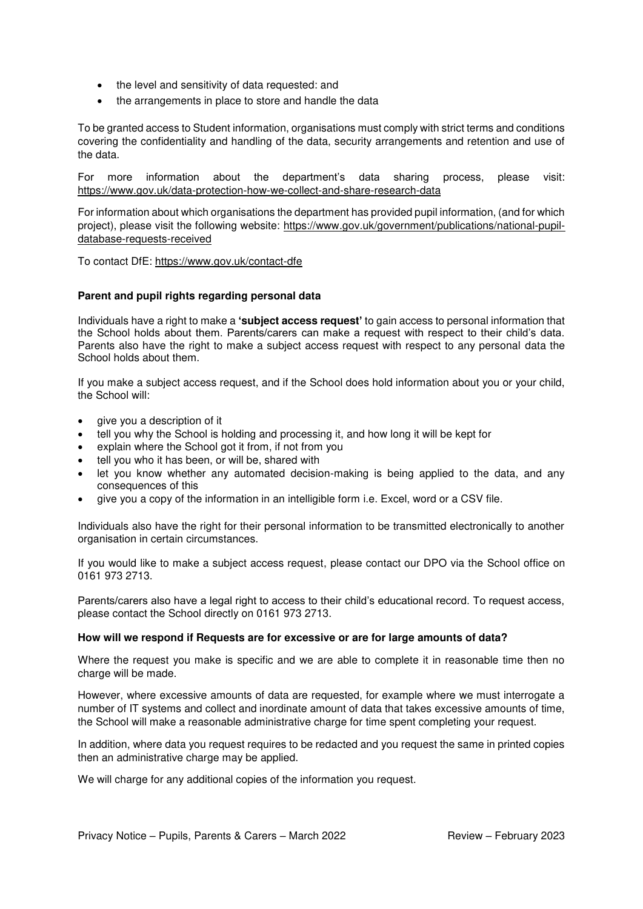- the level and sensitivity of data requested: and
- the arrangements in place to store and handle the data

To be granted access to Student information, organisations must comply with strict terms and conditions covering the confidentiality and handling of the data, security arrangements and retention and use of the data.

For more information about the department's data sharing process, please visit: https://www.gov.uk/data-protection-how-we-collect-and-share-research-data

For information about which organisations the department has provided pupil information, (and for which project), please visit the following website: https://www.gov.uk/government/publications/national-pupil-database-requests-received

To contact DfE: https://www.gov.uk/contact-dfe

**Parent and pupil rights regarding personal data**

Individuals have a right to make a **'subject access request'** to gain access to personal information that the School holds about them. Parents/carers can make a request with respect to their child's data. Parents also have the right to make a subject access request with respect to any personal data the School holds about them.

If you make a subject access request, and if the School does hold information about you or your child, the School will:

- give you a description of it
- tell you why the School is holding and processing it, and how long it will be kept for
- explain where the School got it from, if not from you
- tell you who it has been, or will be, shared with
- let you know whether any automated decision-making is being applied to the data, and any consequences of this
- give you a copy of the information in an intelligible form i.e. Excel, word or a CSV file.

Individuals also have the right for their personal information to be transmitted electronically to another organisation in certain circumstances.

If you would like to make a subject access request, please contact our DPO via the School office on 0161 973 2713.

Parents/carers also have a legal right to access to their child's educational record. To request access, please contact the School directly on 0161 973 2713.

**How will we respond if Requests are for excessive or are for large amounts of data?**

Where the request you make is specific and we are able to complete it in reasonable time then no charge will be made.

However, where excessive amounts of data are requested, for example where we must interrogate a number of IT systems and collect and inordinate amount of data that takes excessive amounts of time, the School will make a reasonable administrative charge for time spent completing your request.

In addition, where data you request requires to be redacted and you request the same in printed copies then an administrative charge may be applied.

We will charge for any additional copies of the information you request.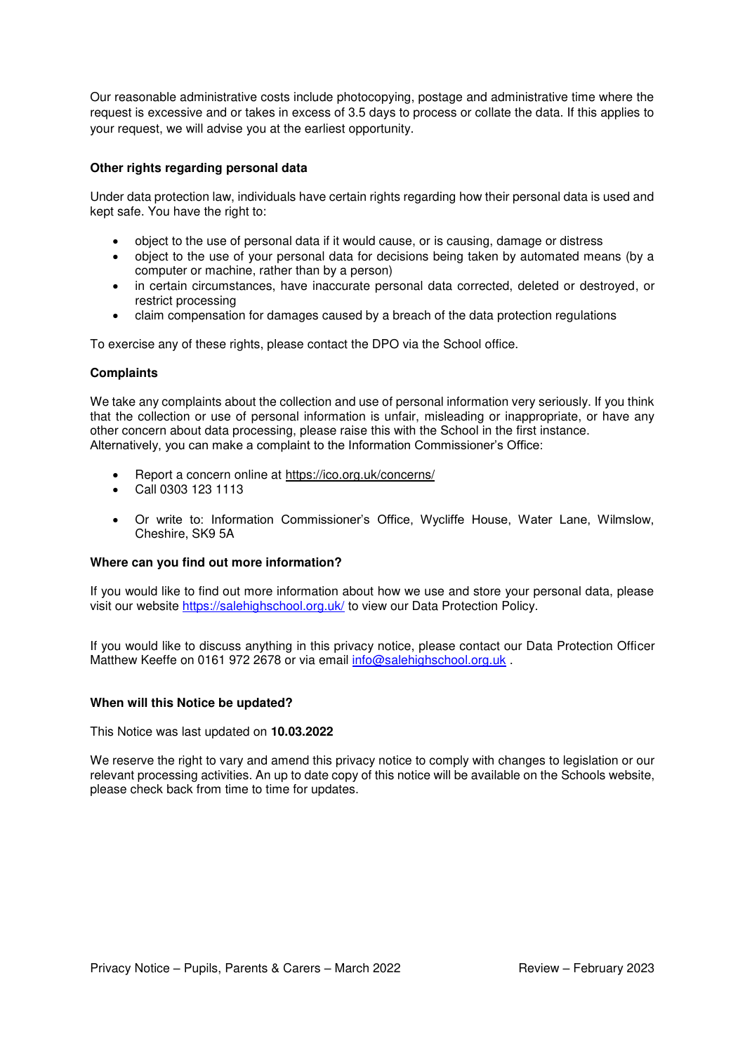Our reasonable administrative costs include photocopying, postage and administrative time where the request is excessive and or takes in excess of 3.5 days to process or collate the data. If this applies to your request, we will advise you at the earliest opportunity.

**Other rights regarding personal data**

Under data protection law, individuals have certain rights regarding how their personal data is used and kept safe. You have the right to:

- object to the use of personal data if it would cause, or is causing, damage or distress
- object to the use of your personal data for decisions being taken by automated means (by a computer or machine, rather than by a person)
- in certain circumstances, have inaccurate personal data corrected, deleted or destroyed, or restrict processing
- claim compensation for damages caused by a breach of the data protection regulations

To exercise any of these rights, please contact the DPO via the School office.

**Complaints**

We take any complaints about the collection and use of personal information very seriously. If you think that the collection or use of personal information is unfair, misleading or inappropriate, or have any other concern about data processing, please raise this with the School in the first instance. Alternatively, you can make a complaint to the Information Commissioner's Office:

- Report a concern online at https://ico.org.uk/concerns/
- Call 0303 123 1113
- Or write to: Information Commissioner's Office, Wycliffe House, Water Lane, Wilmslow, Cheshire, SK9 5A

**Where can you find out more information?**

If you would like to find out more information about how we use and store your personal data, please visit our website https://salehighschool.org.uk/ to view our Data Protection Policy.

If you would like to discuss anything in this privacy notice, please contact our Data Protection Officer Matthew Keeffe on 0161 972 2678 or via email info@salehighschool.org.uk .

**When will this Notice be updated?**

This Notice was last updated on **10.03.2022**

We reserve the right to vary and amend this privacy notice to comply with changes to legislation or our relevant processing activities. An up to date copy of this notice will be available on the Schools website, please check back from time to time for updates.